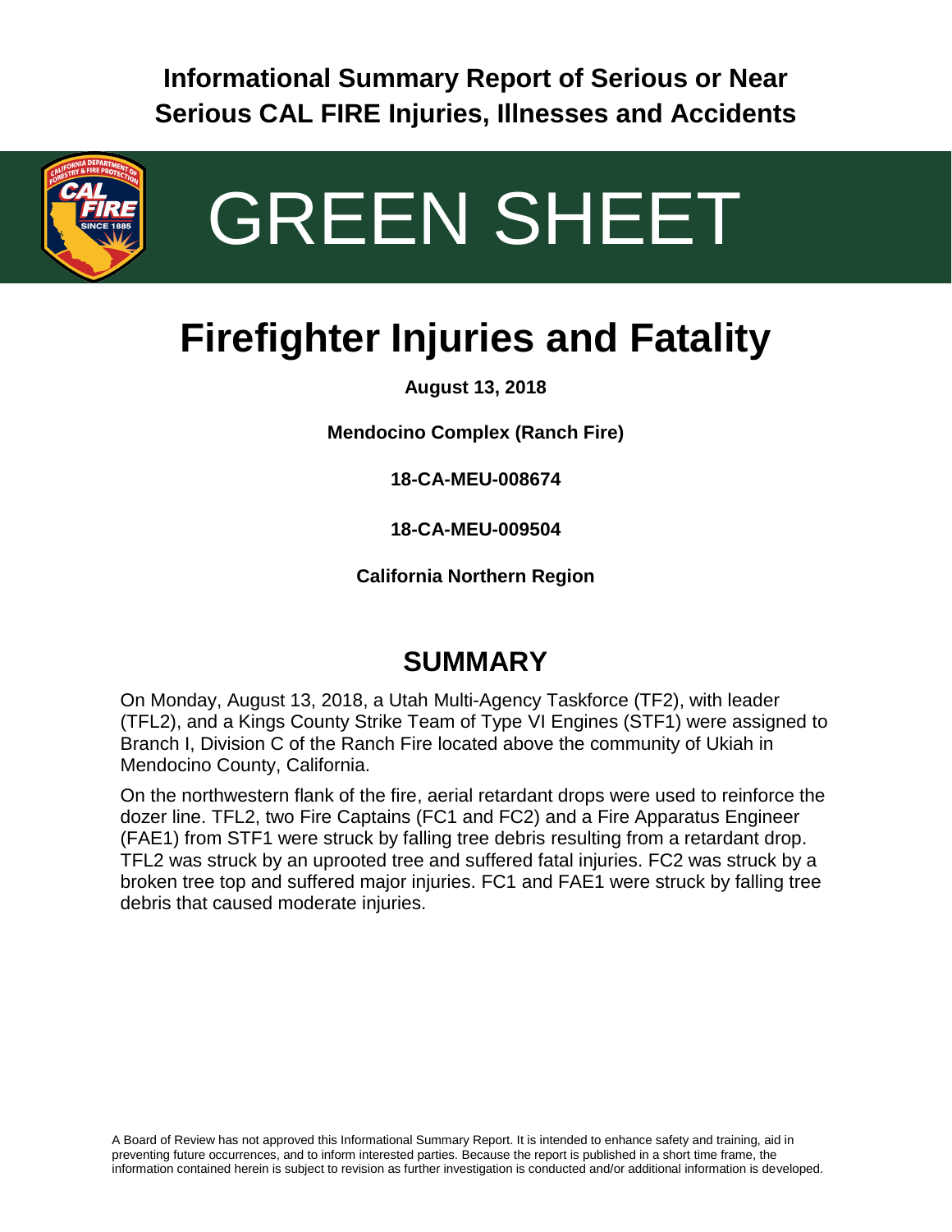**Informational Summary Report of Serious or Near Serious CAL FIRE Injuries, Illnesses and Accidents**

# GREEN SHEET

# Firefighter Injuries and Fatality

**August 13, 2018**

**Mendocino Complex (Ranch Fire)**

**18-CA-MEU-008674**

**18-CA-MEU-009504**

**California Northern Region**

## SUMMARY

On Monday, August 13, 2018, a Utah Multi-Agency Taskforce (TF2), with leader (TFL2), and a Kings County Strike Team of Type VI Engines (STF1) were assigned to Branch I, Division C of the Ranch Fire located above the community of Ukiah in Mendocino County, California.

On the northwestern flank of the fire, aerial retardant drops were used to reinforce the dozer line. TFL2, two Fire Captains (FC1 and FC2) and a Fire Apparatus Engineer (FAE1) from STF1 were struck by falling tree debris resulting from a retardant drop. TFL2 was struck by an uprooted tree and suffered fatal injuries. FC2 was struck by a broken tree top and suffered major injuries. FC1 and FAE1 were struck by falling tree debris that caused moderate injuries.

A Board of Review has not approved this Informational Summary Report. It is intended to enhance safety and training, aid in preventing future occurrences, and to inform interested parties. Because the report is published in a short time frame, the information contained herein is subject to revision as further investigation is conducted and/or additional information is developed.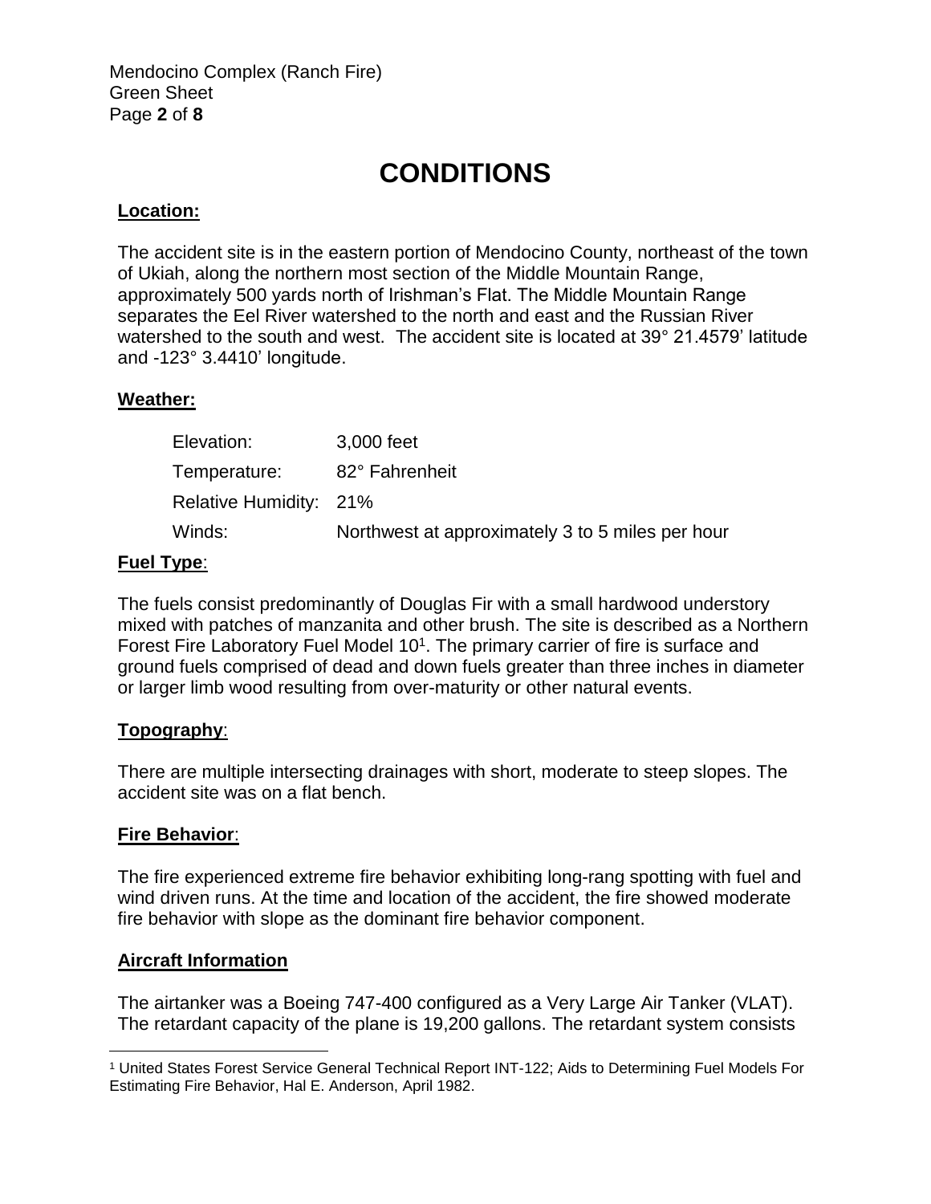# CONDITIONS

**Location:**

The accident site is in the eastern portion of Mendocino County, northeast of the town of Ukiah, along the northern most section of the Middle Mountain Range, approximately 500 yards north of Irishman's Flat. The Middle Mountain Range separates the Eel River watershed to the north and east and the Russian River watershed to the south and west. The accident site is located at 39° 21.4579' latitude and -123° 3.4410' longitude.

**Weather:**

| | |
|---|---|
| Elevation: | 3,000 feet |
| Temperature: | 82° Fahrenheit |
| Relative Humidity: | 21% |
| Winds: | Northwest at approximately 3 to 5 miles per hour |

**Fuel Type**:

The fuels consist predominantly of Douglas Fir with a small hardwood understory mixed with patches of manzanita and other brush. The site is described as a Northern Forest Fire Laboratory Fuel Model 10[1]. The primary carrier of fire is surface and ground fuels comprised of dead and down fuels greater than three inches in diameter or larger limb wood resulting from over-maturity or other natural events.

**Topography**:

There are multiple intersecting drainages with short, moderate to steep slopes. The accident site was on a flat bench.

**Fire Behavior**:

The fire experienced extreme fire behavior exhibiting long-rang spotting with fuel and wind driven runs. At the time and location of the accident, the fire showed moderate fire behavior with slope as the dominant fire behavior component.

**Aircraft Information**

The airtanker was a Boeing 747-400 configured as a Very Large Air Tanker (VLAT). The retardant capacity of the plane is 19,200 gallons. The retardant system consists

[1] United States Forest Service General Technical Report INT-122; Aids to Determining Fuel Models For Estimating Fire Behavior, Hal E. Anderson, April 1982.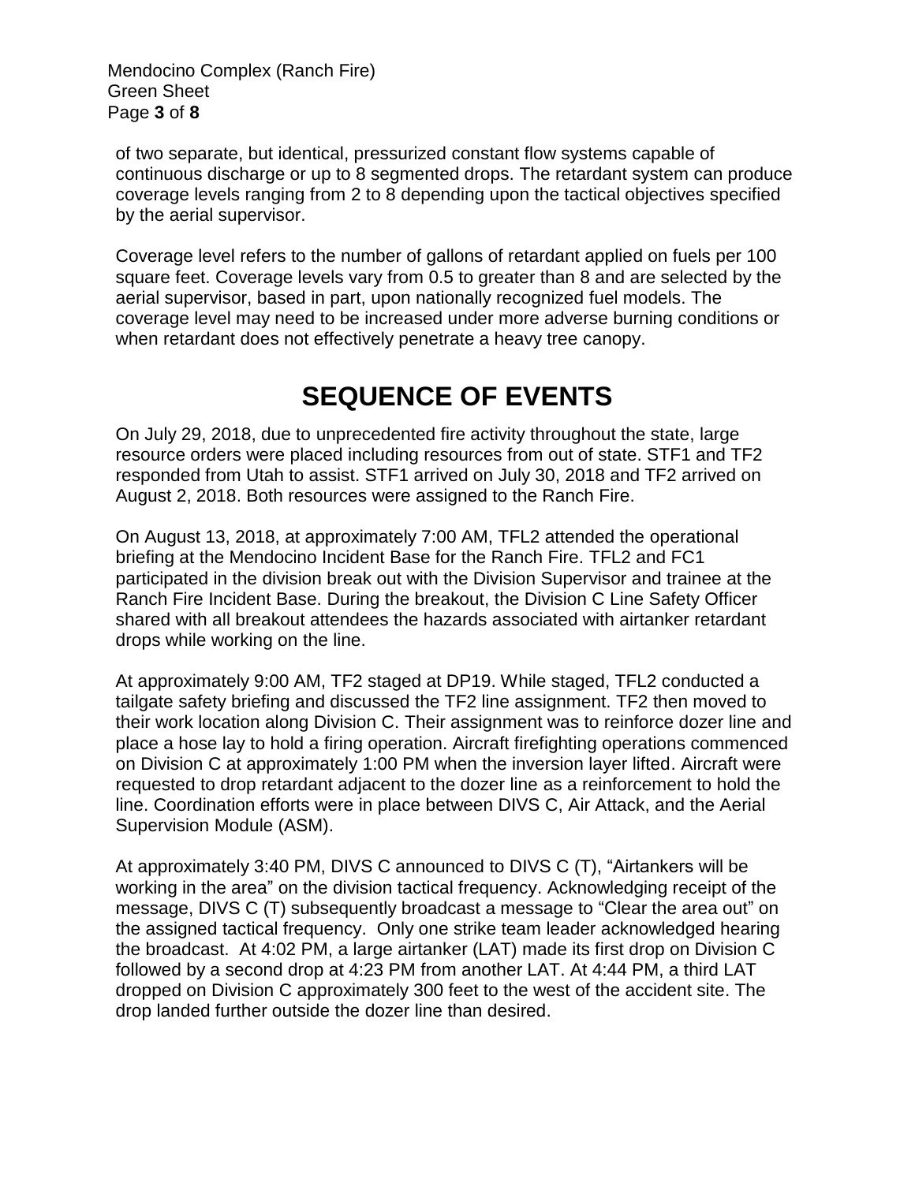of two separate, but identical, pressurized constant flow systems capable of continuous discharge or up to 8 segmented drops. The retardant system can produce coverage levels ranging from 2 to 8 depending upon the tactical objectives specified by the aerial supervisor.

Coverage level refers to the number of gallons of retardant applied on fuels per 100 square feet. Coverage levels vary from 0.5 to greater than 8 and are selected by the aerial supervisor, based in part, upon nationally recognized fuel models. The coverage level may need to be increased under more adverse burning conditions or when retardant does not effectively penetrate a heavy tree canopy.

# SEQUENCE OF EVENTS

On July 29, 2018, due to unprecedented fire activity throughout the state, large resource orders were placed including resources from out of state. STF1 and TF2 responded from Utah to assist. STF1 arrived on July 30, 2018 and TF2 arrived on August 2, 2018. Both resources were assigned to the Ranch Fire.

On August 13, 2018, at approximately 7:00 AM, TFL2 attended the operational briefing at the Mendocino Incident Base for the Ranch Fire. TFL2 and FC1 participated in the division break out with the Division Supervisor and trainee at the Ranch Fire Incident Base. During the breakout, the Division C Line Safety Officer shared with all breakout attendees the hazards associated with airtanker retardant drops while working on the line.

At approximately 9:00 AM, TF2 staged at DP19. While staged, TFL2 conducted a tailgate safety briefing and discussed the TF2 line assignment. TF2 then moved to their work location along Division C. Their assignment was to reinforce dozer line and place a hose lay to hold a firing operation. Aircraft firefighting operations commenced on Division C at approximately 1:00 PM when the inversion layer lifted. Aircraft were requested to drop retardant adjacent to the dozer line as a reinforcement to hold the line. Coordination efforts were in place between DIVS C, Air Attack, and the Aerial Supervision Module (ASM).

At approximately 3:40 PM, DIVS C announced to DIVS C (T), "Airtankers will be working in the area" on the division tactical frequency. Acknowledging receipt of the message, DIVS C (T) subsequently broadcast a message to "Clear the area out" on the assigned tactical frequency. Only one strike team leader acknowledged hearing the broadcast. At 4:02 PM, a large airtanker (LAT) made its first drop on Division C followed by a second drop at 4:23 PM from another LAT. At 4:44 PM, a third LAT dropped on Division C approximately 300 feet to the west of the accident site. The drop landed further outside the dozer line than desired.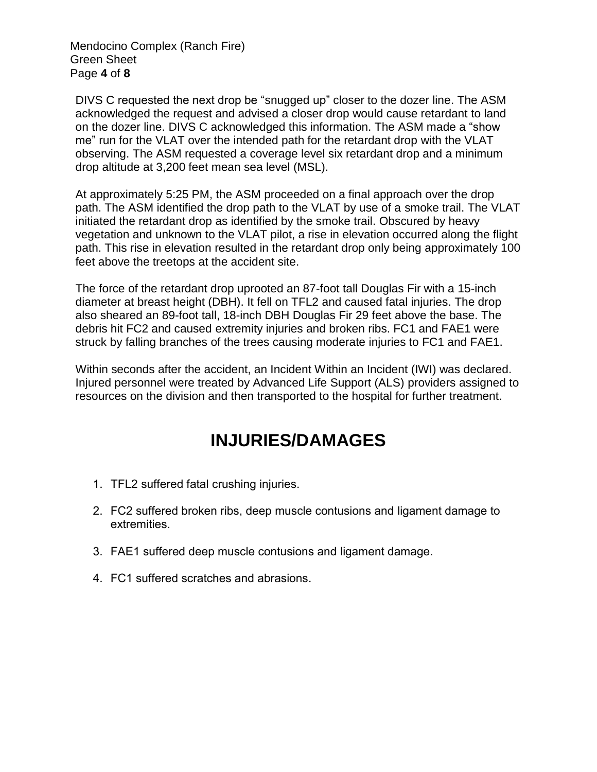DIVS C requested the next drop be “snugged up” closer to the dozer line. The ASM acknowledged the request and advised a closer drop would cause retardant to land on the dozer line. DIVS C acknowledged this information. The ASM made a “show me” run for the VLAT over the intended path for the retardant drop with the VLAT observing. The ASM requested a coverage level six retardant drop and a minimum drop altitude at 3,200 feet mean sea level (MSL).

At approximately 5:25 PM, the ASM proceeded on a final approach over the drop path. The ASM identified the drop path to the VLAT by use of a smoke trail. The VLAT initiated the retardant drop as identified by the smoke trail. Obscured by heavy vegetation and unknown to the VLAT pilot, a rise in elevation occurred along the flight path. This rise in elevation resulted in the retardant drop only being approximately 100 feet above the treetops at the accident site.

The force of the retardant drop uprooted an 87-foot tall Douglas Fir with a 15-inch diameter at breast height (DBH). It fell on TFL2 and caused fatal injuries. The drop also sheared an 89-foot tall, 18-inch DBH Douglas Fir 29 feet above the base. The debris hit FC2 and caused extremity injuries and broken ribs. FC1 and FAE1 were struck by falling branches of the trees causing moderate injuries to FC1 and FAE1.

Within seconds after the accident, an Incident Within an Incident (IWI) was declared. Injured personnel were treated by Advanced Life Support (ALS) providers assigned to resources on the division and then transported to the hospital for further treatment.

# INJURIES/DAMAGES

1. TFL2 suffered fatal crushing injuries.
2. FC2 suffered broken ribs, deep muscle contusions and ligament damage to extremities.
3. FAE1 suffered deep muscle contusions and ligament damage.
4. FC1 suffered scratches and abrasions.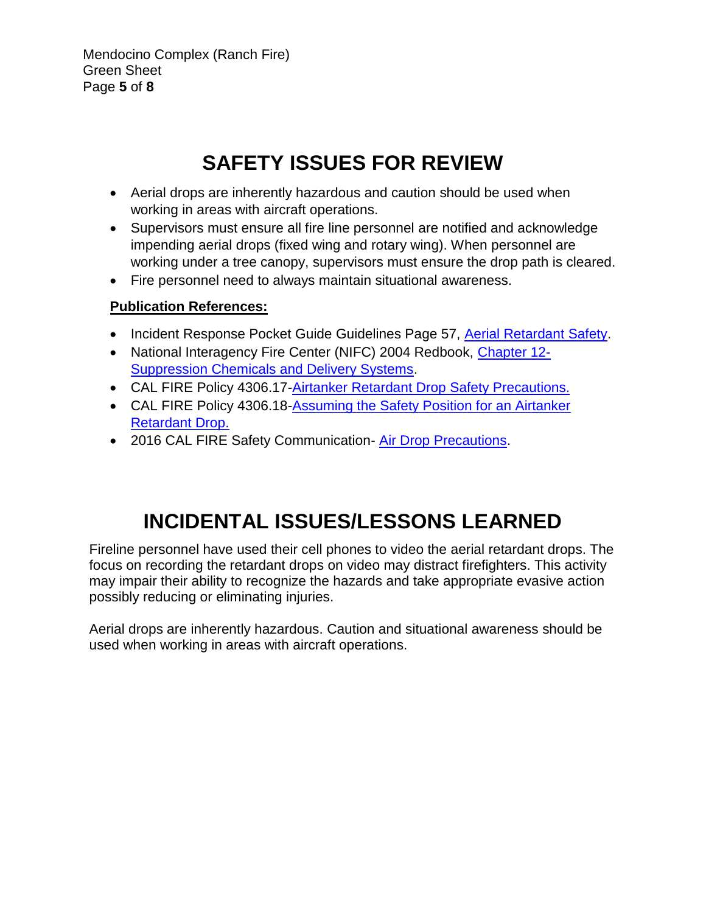# SAFETY ISSUES FOR REVIEW

- Aerial drops are inherently hazardous and caution should be used when working in areas with aircraft operations.
- Supervisors must ensure all fire line personnel are notified and acknowledge impending aerial drops (fixed wing and rotary wing). When personnel are working under a tree canopy, supervisors must ensure the drop path is cleared.
- Fire personnel need to always maintain situational awareness.

**Publication References:**

- Incident Response Pocket Guide Guidelines Page 57, Aerial Retardant Safety.
- National Interagency Fire Center (NIFC) 2004 Redbook, Chapter 12- Suppression Chemicals and Delivery Systems.
- CAL FIRE Policy 4306.17-Airtanker Retardant Drop Safety Precautions.
- CAL FIRE Policy 4306.18-Assuming the Safety Position for an Airtanker Retardant Drop.
- 2016 CAL FIRE Safety Communication- Air Drop Precautions.

# INCIDENTAL ISSUES/LESSONS LEARNED

Fireline personnel have used their cell phones to video the aerial retardant drops. The focus on recording the retardant drops on video may distract firefighters. This activity may impair their ability to recognize the hazards and take appropriate evasive action possibly reducing or eliminating injuries.

Aerial drops are inherently hazardous. Caution and situational awareness should be used when working in areas with aircraft operations.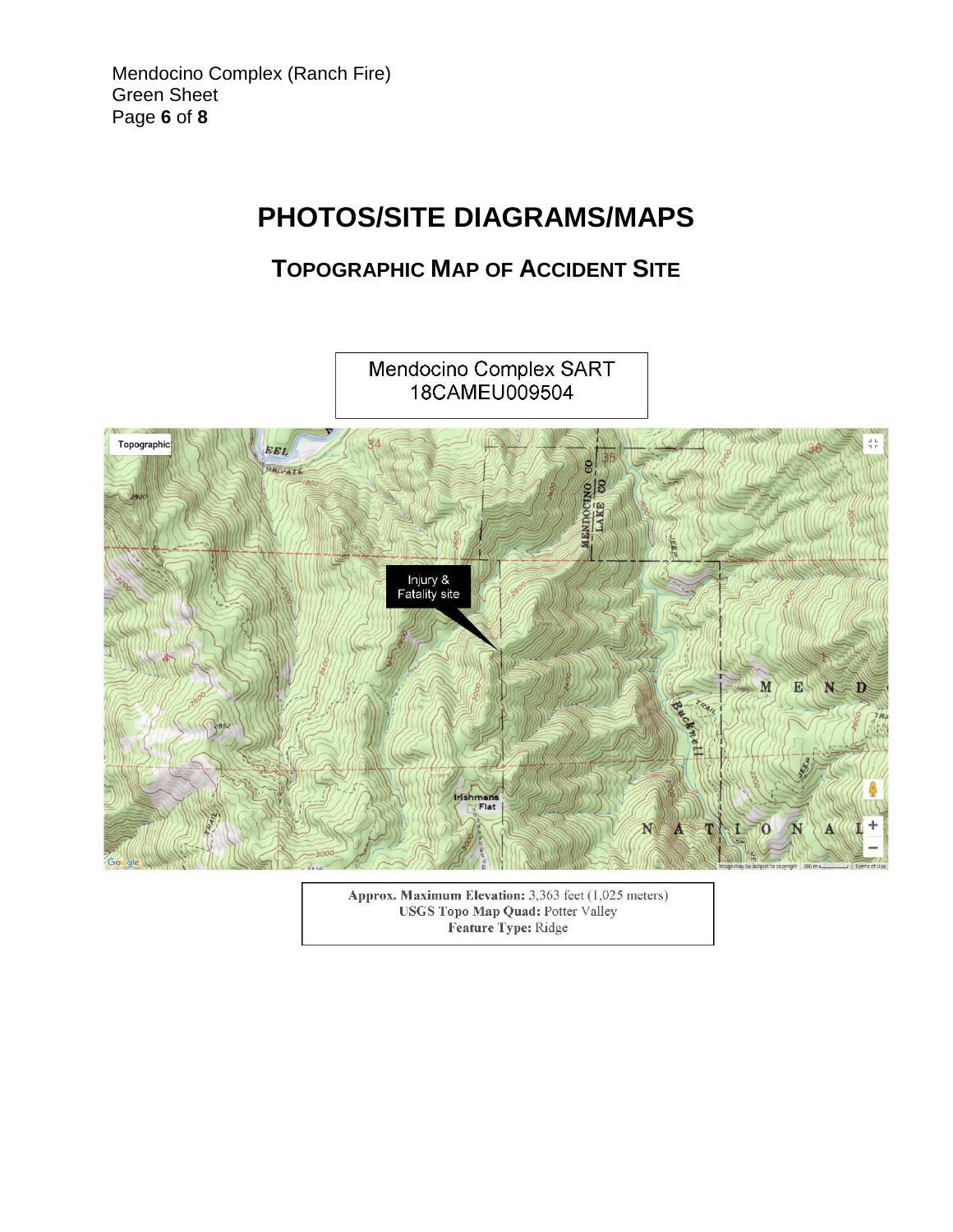# PHOTOS/SITE DIAGRAMS/MAPS

## TOPOGRAPHIC MAP OF ACCIDENT SITE

Mendocino Complex SART
18CAMEU009504

Injury & Fatality site

**Approx. Maximum Elevation:** 3,363 feet (1,025 meters)
**USGS Topo Map Quad:** Potter Valley
**Feature Type:** Ridge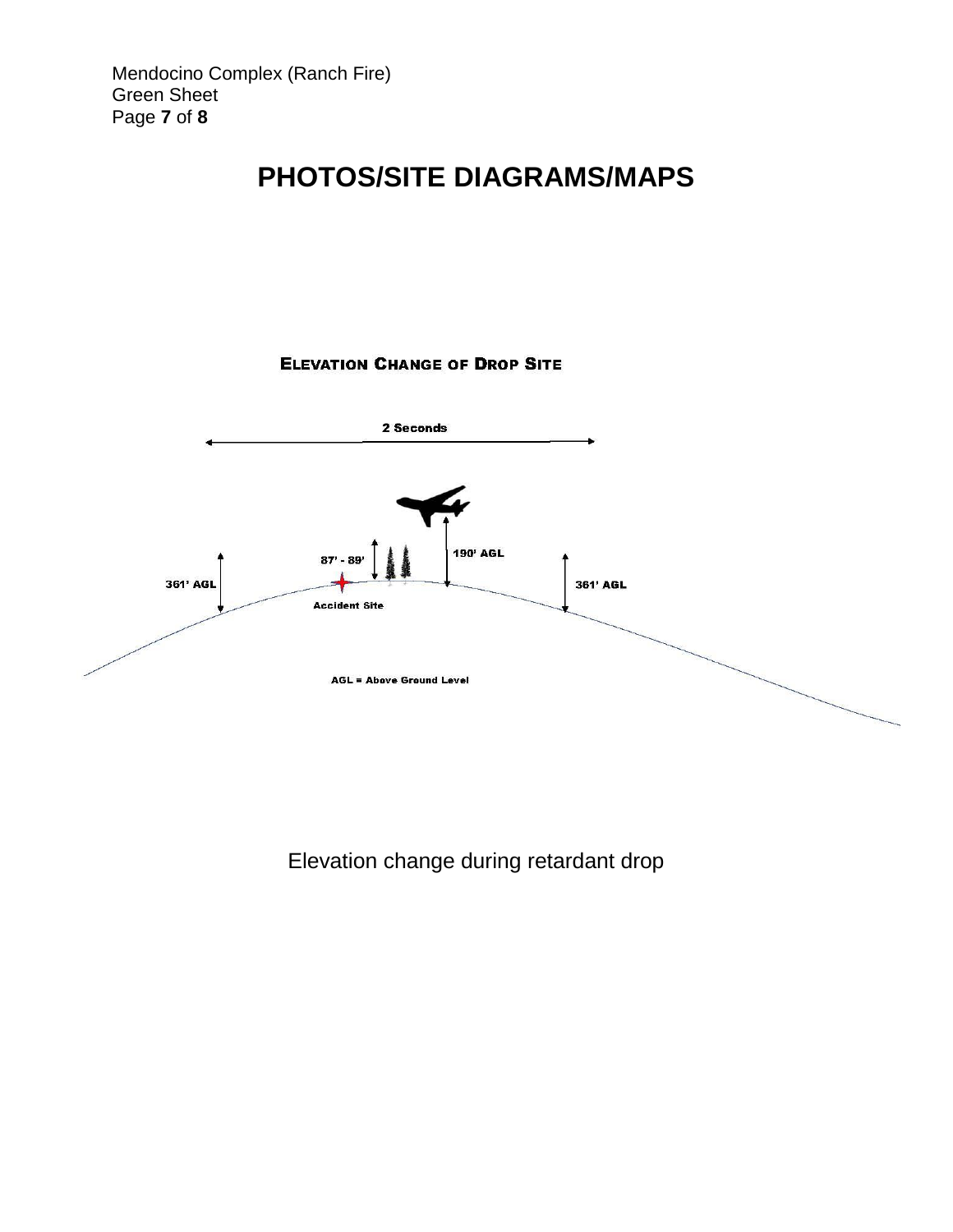# PHOTOS/SITE DIAGRAMS/MAPS

**ELEVATION CHANGE OF DROP SITE**

**2 Seconds**

**87' - 89'**

**190' AGL**

**361' AGL**

**361' AGL**

**Accident Site**

**AGL = Above Ground Level**

Elevation change during retardant drop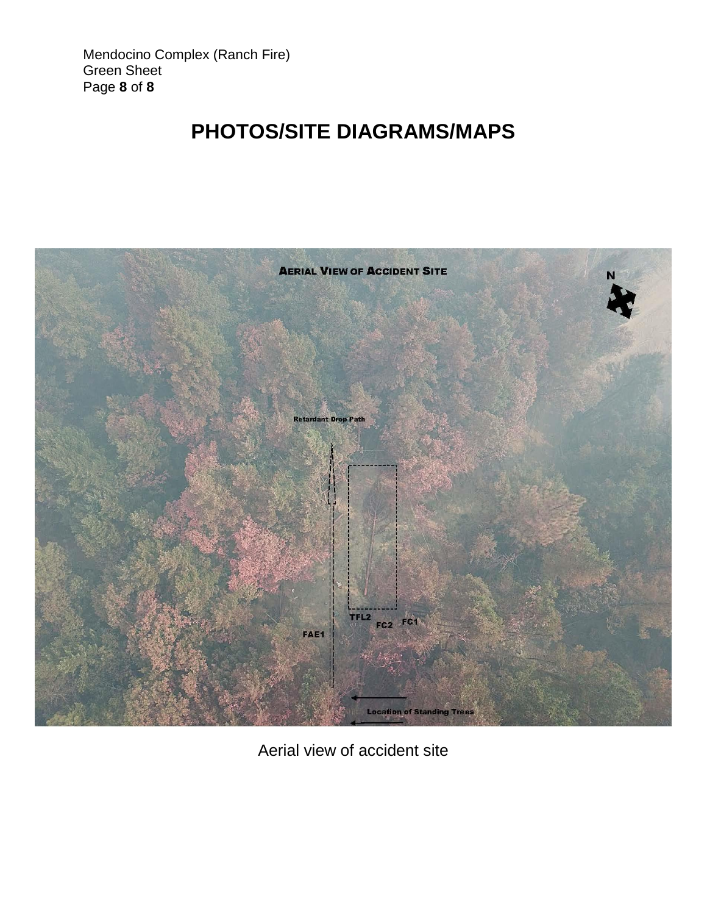# PHOTOS/SITE DIAGRAMS/MAPS

AERIAL VIEW OF ACCIDENT SITE

N

Retardant Drop Path

TFL2

FC2

FC1

FAE1

Location of Standing Trees

Aerial view of accident site